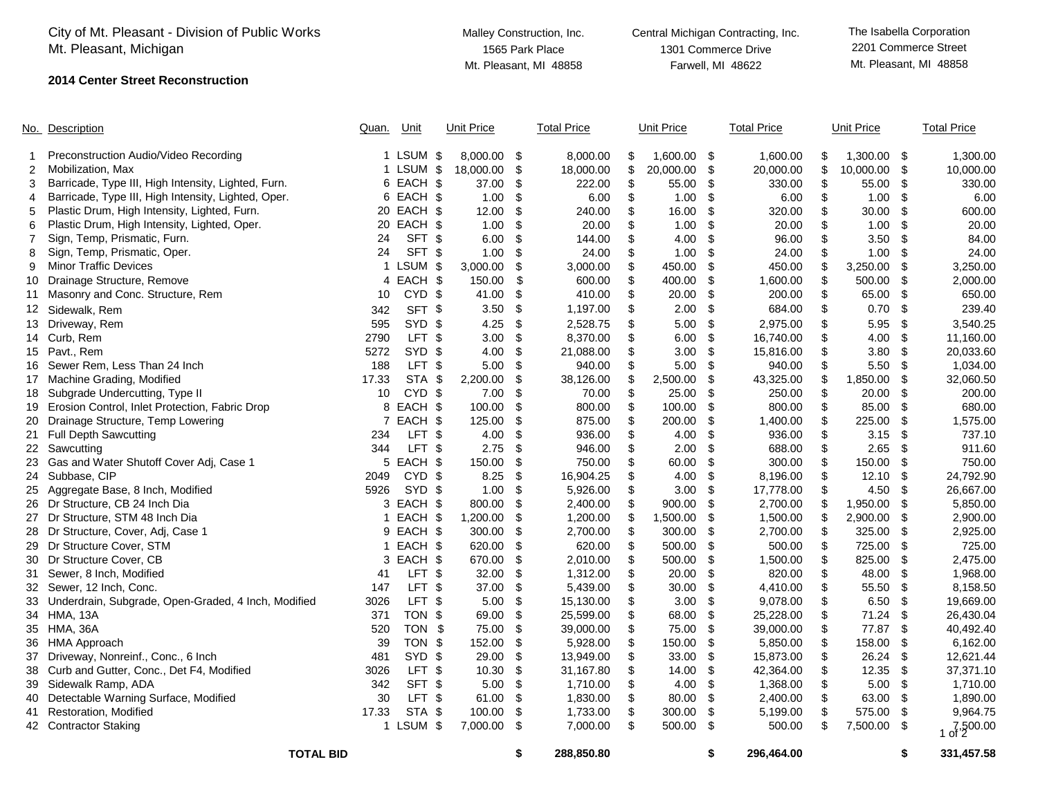City of Mt. Pleasant - Division of Public Works
Mt. Pleasant, Michigan

**2014 Center Street Reconstruction**

| | | | | Malley Construction, Inc. 1565 Park Place Mt. Pleasant, MI 48858 | | Central Michigan Contracting, Inc. 1301 Commerce Drive Farwell, MI 48622 | | The Isabella Corporation 2201 Commerce Street Mt. Pleasant, MI 48858 | |
|---|---|---|---|---|---|---|---|---|---|
| No. | Description | Quan. | Unit | Unit Price | Total Price | Unit Price | Total Price | Unit Price | Total Price |
| 1 | Preconstruction Audio/Video Recording | 1 | LSUM | $ 8,000.00 | $ 8,000.00 | $ 1,600.00 | $ 1,600.00 | $ 1,300.00 | $ 1,300.00 |
| 2 | Mobilization, Max | 1 | LSUM | $ 18,000.00 | $ 18,000.00 | $ 20,000.00 | $ 20,000.00 | $ 10,000.00 | $ 10,000.00 |
| 3 | Barricade, Type III, High Intensity, Lighted, Furn. | 6 | EACH | $ 37.00 | $ 222.00 | $ 55.00 | $ 330.00 | $ 55.00 | $ 330.00 |
| 4 | Barricade, Type III, High Intensity, Lighted, Oper. | 6 | EACH | $ 1.00 | $ 6.00 | $ 1.00 | $ 6.00 | $ 1.00 | $ 6.00 |
| 5 | Plastic Drum, High Intensity, Lighted, Furn. | 20 | EACH | $ 12.00 | $ 240.00 | $ 16.00 | $ 320.00 | $ 30.00 | $ 600.00 |
| 6 | Plastic Drum, High Intensity, Lighted, Oper. | 20 | EACH | $ 1.00 | $ 20.00 | $ 1.00 | $ 20.00 | $ 1.00 | $ 20.00 |
| 7 | Sign, Temp, Prismatic, Furn. | 24 | SFT | $ 6.00 | $ 144.00 | $ 4.00 | $ 96.00 | $ 3.50 | $ 84.00 |
| 8 | Sign, Temp, Prismatic, Oper. | 24 | SFT | $ 1.00 | $ 24.00 | $ 1.00 | $ 24.00 | $ 1.00 | $ 24.00 |
| 9 | Minor Traffic Devices | 1 | LSUM | $ 3,000.00 | $ 3,000.00 | $ 450.00 | $ 450.00 | $ 3,250.00 | $ 3,250.00 |
| 10 | Drainage Structure, Remove | 4 | EACH | $ 150.00 | $ 600.00 | $ 400.00 | $ 1,600.00 | $ 500.00 | $ 2,000.00 |
| 11 | Masonry and Conc. Structure, Rem | 10 | CYD | $ 41.00 | $ 410.00 | $ 20.00 | $ 200.00 | $ 65.00 | $ 650.00 |
| 12 | Sidewalk, Rem | 342 | SFT | $ 3.50 | $ 1,197.00 | $ 2.00 | $ 684.00 | $ 0.70 | $ 239.40 |
| 13 | Driveway, Rem | 595 | SYD | $ 4.25 | $ 2,528.75 | $ 5.00 | $ 2,975.00 | $ 5.95 | $ 3,540.25 |
| 14 | Curb, Rem | 2790 | LFT | $ 3.00 | $ 8,370.00 | $ 6.00 | $ 16,740.00 | $ 4.00 | $ 11,160.00 |
| 15 | Pavt., Rem | 5272 | SYD | $ 4.00 | $ 21,088.00 | $ 3.00 | $ 15,816.00 | $ 3.80 | $ 20,033.60 |
| 16 | Sewer Rem, Less Than 24 Inch | 188 | LFT | $ 5.00 | $ 940.00 | $ 5.00 | $ 940.00 | $ 5.50 | $ 1,034.00 |
| 17 | Machine Grading, Modified | 17.33 | STA | $ 2,200.00 | $ 38,126.00 | $ 2,500.00 | $ 43,325.00 | $ 1,850.00 | $ 32,060.50 |
| 18 | Subgrade Undercutting, Type II | 10 | CYD | $ 7.00 | $ 70.00 | $ 25.00 | $ 250.00 | $ 20.00 | $ 200.00 |
| 19 | Erosion Control, Inlet Protection, Fabric Drop | 8 | EACH | $ 100.00 | $ 800.00 | $ 100.00 | $ 800.00 | $ 85.00 | $ 680.00 |
| 20 | Drainage Structure, Temp Lowering | 7 | EACH | $ 125.00 | $ 875.00 | $ 200.00 | $ 1,400.00 | $ 225.00 | $ 1,575.00 |
| 21 | Full Depth Sawcutting | 234 | LFT | $ 4.00 | $ 936.00 | $ 4.00 | $ 936.00 | $ 3.15 | $ 737.10 |
| 22 | Sawcutting | 344 | LFT | $ 2.75 | $ 946.00 | $ 2.00 | $ 688.00 | $ 2.65 | $ 911.60 |
| 23 | Gas and Water Shutoff Cover Adj, Case 1 | 5 | EACH | $ 150.00 | $ 750.00 | $ 60.00 | $ 300.00 | $ 150.00 | $ 750.00 |
| 24 | Subbase, CIP | 2049 | CYD | $ 8.25 | $ 16,904.25 | $ 4.00 | $ 8,196.00 | $ 12.10 | $ 24,792.90 |
| 25 | Aggregate Base, 8 Inch, Modified | 5926 | SYD | $ 1.00 | $ 5,926.00 | $ 3.00 | $ 17,778.00 | $ 4.50 | $ 26,667.00 |
| 26 | Dr Structure, CB 24 Inch Dia | 3 | EACH | $ 800.00 | $ 2,400.00 | $ 900.00 | $ 2,700.00 | $ 1,950.00 | $ 5,850.00 |
| 27 | Dr Structure, STM 48 Inch Dia | 1 | EACH | $ 1,200.00 | $ 1,200.00 | $ 1,500.00 | $ 1,500.00 | $ 2,900.00 | $ 2,900.00 |
| 28 | Dr Structure, Cover, Adj, Case 1 | 9 | EACH | $ 300.00 | $ 2,700.00 | $ 300.00 | $ 2,700.00 | $ 325.00 | $ 2,925.00 |
| 29 | Dr Structure Cover, STM | 1 | EACH | $ 620.00 | $ 620.00 | $ 500.00 | $ 500.00 | $ 725.00 | $ 725.00 |
| 30 | Dr Structure Cover, CB | 3 | EACH | $ 670.00 | $ 2,010.00 | $ 500.00 | $ 1,500.00 | $ 825.00 | $ 2,475.00 |
| 31 | Sewer, 8 Inch, Modified | 41 | LFT | $ 32.00 | $ 1,312.00 | $ 20.00 | $ 820.00 | $ 48.00 | $ 1,968.00 |
| 32 | Sewer, 12 Inch, Conc. | 147 | LFT | $ 37.00 | $ 5,439.00 | $ 30.00 | $ 4,410.00 | $ 55.50 | $ 8,158.50 |
| 33 | Underdrain, Subgrade, Open-Graded, 4 Inch, Modified | 3026 | LFT | $ 5.00 | $ 15,130.00 | $ 3.00 | $ 9,078.00 | $ 6.50 | $ 19,669.00 |
| 34 | HMA, 13A | 371 | TON | $ 69.00 | $ 25,599.00 | $ 68.00 | $ 25,228.00 | $ 71.24 | $ 26,430.04 |
| 35 | HMA, 36A | 520 | TON | $ 75.00 | $ 39,000.00 | $ 75.00 | $ 39,000.00 | $ 77.87 | $ 40,492.40 |
| 36 | HMA Approach | 39 | TON | $ 152.00 | $ 5,928.00 | $ 150.00 | $ 5,850.00 | $ 158.00 | $ 6,162.00 |
| 37 | Driveway, Nonreinf., Conc., 6 Inch | 481 | SYD | $ 29.00 | $ 13,949.00 | $ 33.00 | $ 15,873.00 | $ 26.24 | $ 12,621.44 |
| 38 | Curb and Gutter, Conc., Det F4, Modified | 3026 | LFT | $ 10.30 | $ 31,167.80 | $ 14.00 | $ 42,364.00 | $ 12.35 | $ 37,371.10 |
| 39 | Sidewalk Ramp, ADA | 342 | SFT | $ 5.00 | $ 1,710.00 | $ 4.00 | $ 1,368.00 | $ 5.00 | $ 1,710.00 |
| 40 | Detectable Warning Surface, Modified | 30 | LFT | $ 61.00 | $ 1,830.00 | $ 80.00 | $ 2,400.00 | $ 63.00 | $ 1,890.00 |
| 41 | Restoration, Modified | 17.33 | STA | $ 100.00 | $ 1,733.00 | $ 300.00 | $ 5,199.00 | $ 575.00 | $ 9,964.75 |
| 42 | Contractor Staking | 1 | LSUM | $ 7,000.00 | $ 7,000.00 | $ 500.00 | $ 500.00 | $ 7,500.00 | $ 7,500.00 |
| | **TOTAL BID** | | | | **$ 288,850.80** | | **$ 296,464.00** | | **$ 331,457.58** |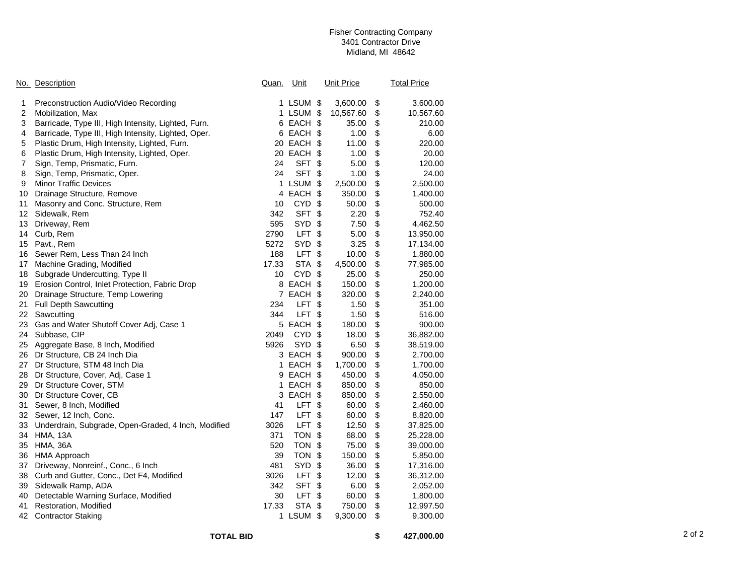Fisher Contracting Company
3401 Contractor Drive
Midland, MI 48642

| No. | Description | Quan. | Unit | Unit Price | Total Price |
|---|---|---|---|---|---|
| 1 | Preconstruction Audio/Video Recording | 1 | LSUM | $ 3,600.00 | $ 3,600.00 |
| 2 | Mobilization, Max | 1 | LSUM | $ 10,567.60 | $ 10,567.60 |
| 3 | Barricade, Type III, High Intensity, Lighted, Furn. | 6 | EACH | $ 35.00 | $ 210.00 |
| 4 | Barricade, Type III, High Intensity, Lighted, Oper. | 6 | EACH | $ 1.00 | $ 6.00 |
| 5 | Plastic Drum, High Intensity, Lighted, Furn. | 20 | EACH | $ 11.00 | $ 220.00 |
| 6 | Plastic Drum, High Intensity, Lighted, Oper. | 20 | EACH | $ 1.00 | $ 20.00 |
| 7 | Sign, Temp, Prismatic, Furn. | 24 | SFT | $ 5.00 | $ 120.00 |
| 8 | Sign, Temp, Prismatic, Oper. | 24 | SFT | $ 1.00 | $ 24.00 |
| 9 | Minor Traffic Devices | 1 | LSUM | $ 2,500.00 | $ 2,500.00 |
| 10 | Drainage Structure, Remove | 4 | EACH | $ 350.00 | $ 1,400.00 |
| 11 | Masonry and Conc. Structure, Rem | 10 | CYD | $ 50.00 | $ 500.00 |
| 12 | Sidewalk, Rem | 342 | SFT | $ 2.20 | $ 752.40 |
| 13 | Driveway, Rem | 595 | SYD | $ 7.50 | $ 4,462.50 |
| 14 | Curb, Rem | 2790 | LFT | $ 5.00 | $ 13,950.00 |
| 15 | Pavt., Rem | 5272 | SYD | $ 3.25 | $ 17,134.00 |
| 16 | Sewer Rem, Less Than 24 Inch | 188 | LFT | $ 10.00 | $ 1,880.00 |
| 17 | Machine Grading, Modified | 17.33 | STA | $ 4,500.00 | $ 77,985.00 |
| 18 | Subgrade Undercutting, Type II | 10 | CYD | $ 25.00 | $ 250.00 |
| 19 | Erosion Control, Inlet Protection, Fabric Drop | 8 | EACH | $ 150.00 | $ 1,200.00 |
| 20 | Drainage Structure, Temp Lowering | 7 | EACH | $ 320.00 | $ 2,240.00 |
| 21 | Full Depth Sawcutting | 234 | LFT | $ 1.50 | $ 351.00 |
| 22 | Sawcutting | 344 | LFT | $ 1.50 | $ 516.00 |
| 23 | Gas and Water Shutoff Cover Adj, Case 1 | 5 | EACH | $ 180.00 | $ 900.00 |
| 24 | Subbase, CIP | 2049 | CYD | $ 18.00 | $ 36,882.00 |
| 25 | Aggregate Base, 8 Inch, Modified | 5926 | SYD | $ 6.50 | $ 38,519.00 |
| 26 | Dr Structure, CB 24 Inch Dia | 3 | EACH | $ 900.00 | $ 2,700.00 |
| 27 | Dr Structure, STM 48 Inch Dia | 1 | EACH | $ 1,700.00 | $ 1,700.00 |
| 28 | Dr Structure, Cover, Adj, Case 1 | 9 | EACH | $ 450.00 | $ 4,050.00 |
| 29 | Dr Structure Cover, STM | 1 | EACH | $ 850.00 | $ 850.00 |
| 30 | Dr Structure Cover, CB | 3 | EACH | $ 850.00 | $ 2,550.00 |
| 31 | Sewer, 8 Inch, Modified | 41 | LFT | $ 60.00 | $ 2,460.00 |
| 32 | Sewer, 12 Inch, Conc. | 147 | LFT | $ 60.00 | $ 8,820.00 |
| 33 | Underdrain, Subgrade, Open-Graded, 4 Inch, Modified | 3026 | LFT | $ 12.50 | $ 37,825.00 |
| 34 | HMA, 13A | 371 | TON | $ 68.00 | $ 25,228.00 |
| 35 | HMA, 36A | 520 | TON | $ 75.00 | $ 39,000.00 |
| 36 | HMA Approach | 39 | TON | $ 150.00 | $ 5,850.00 |
| 37 | Driveway, Nonreinf., Conc., 6 Inch | 481 | SYD | $ 36.00 | $ 17,316.00 |
| 38 | Curb and Gutter, Conc., Det F4, Modified | 3026 | LFT | $ 12.00 | $ 36,312.00 |
| 39 | Sidewalk Ramp, ADA | 342 | SFT | $ 6.00 | $ 2,052.00 |
| 40 | Detectable Warning Surface, Modified | 30 | LFT | $ 60.00 | $ 1,800.00 |
| 41 | Restoration, Modified | 17.33 | STA | $ 750.00 | $ 12,997.50 |
| 42 | Contractor Staking | 1 | LSUM | $ 9,300.00 | $ 9,300.00 |
| | **TOTAL BID** | | | | **$ 427,000.00** |